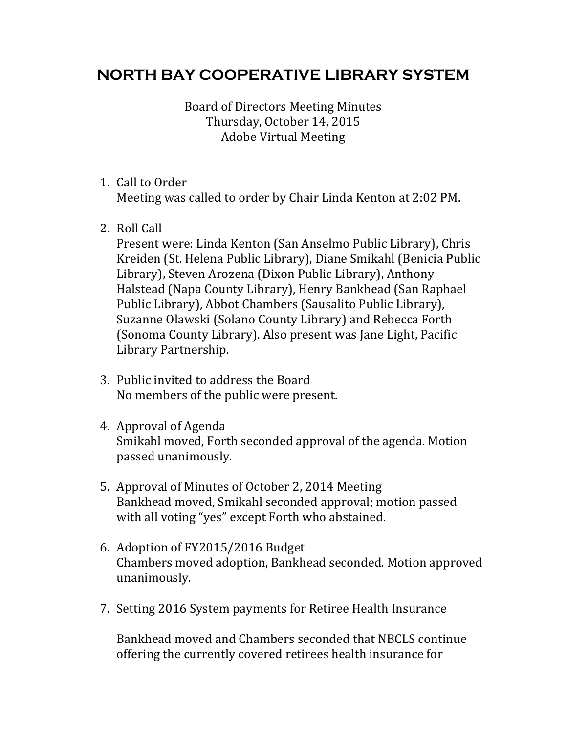# NORTH BAY COOPERATIVE LIBRARY SYSTEM

Board of Directors Meeting Minutes
Thursday, October 14, 2015
Adobe Virtual Meeting

1. Call to Order
   Meeting was called to order by Chair Linda Kenton at 2:02 PM.

2. Roll Call
   Present were: Linda Kenton (San Anselmo Public Library), Chris Kreiden (St. Helena Public Library), Diane Smikahl (Benicia Public Library), Steven Arozena (Dixon Public Library), Anthony Halstead (Napa County Library), Henry Bankhead (San Raphael Public Library), Abbot Chambers (Sausalito Public Library), Suzanne Olawski (Solano County Library) and Rebecca Forth (Sonoma County Library). Also present was Jane Light, Pacific Library Partnership.

3. Public invited to address the Board
   No members of the public were present.

4. Approval of Agenda
   Smikahl moved, Forth seconded approval of the agenda. Motion passed unanimously.

5. Approval of Minutes of October 2, 2014 Meeting
   Bankhead moved, Smikahl seconded approval; motion passed with all voting "yes" except Forth who abstained.

6. Adoption of FY2015/2016 Budget
   Chambers moved adoption, Bankhead seconded. Motion approved unanimously.

7. Setting 2016 System payments for Retiree Health Insurance

   Bankhead moved and Chambers seconded that NBCLS continue offering the currently covered retirees health insurance for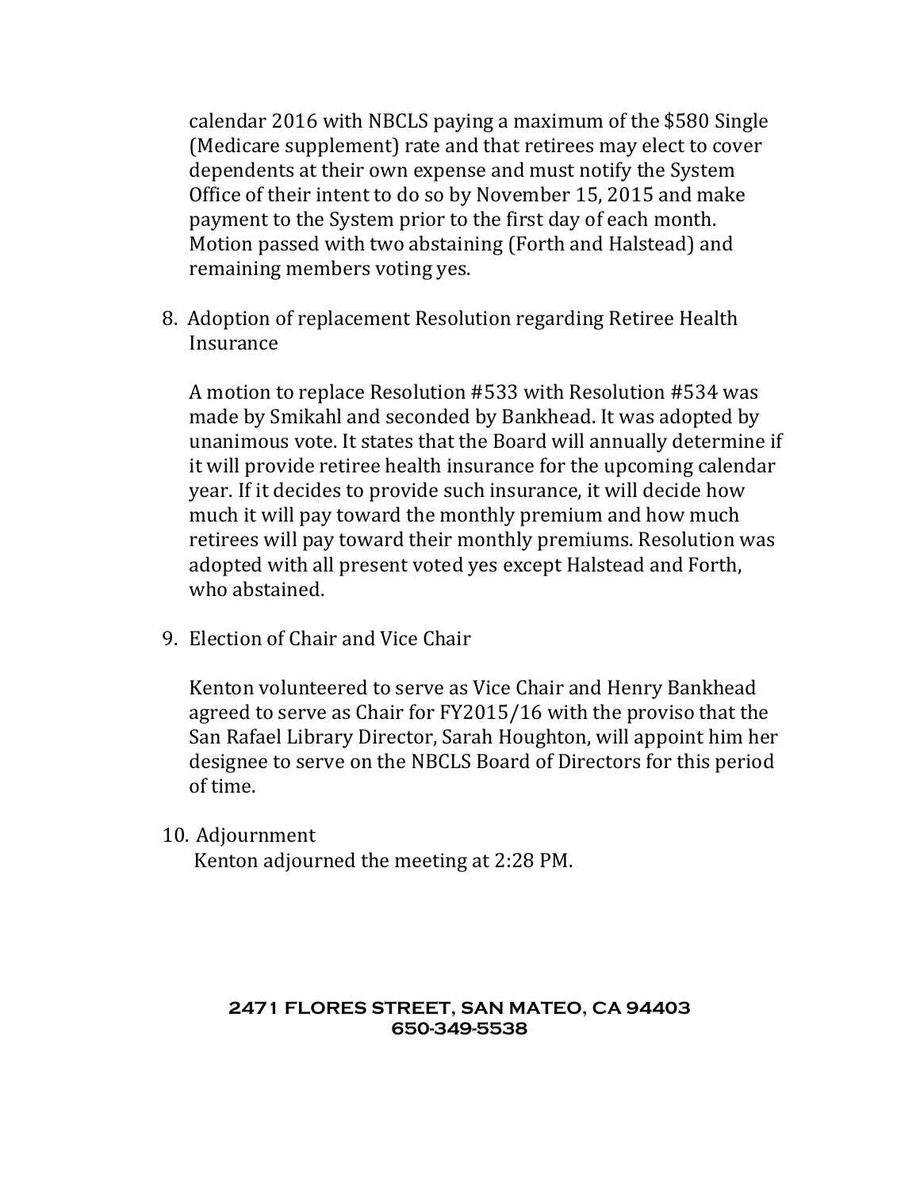calendar 2016 with NBCLS paying a maximum of the $580 Single (Medicare supplement) rate and that retirees may elect to cover dependents at their own expense and must notify the System Office of their intent to do so by November 15, 2015 and make payment to the System prior to the first day of each month. Motion passed with two abstaining (Forth and Halstead) and remaining members voting yes.

8. Adoption of replacement Resolution regarding Retiree Health Insurance

   A motion to replace Resolution #533 with Resolution #534 was made by Smikahl and seconded by Bankhead. It was adopted by unanimous vote. It states that the Board will annually determine if it will provide retiree health insurance for the upcoming calendar year. If it decides to provide such insurance, it will decide how much it will pay toward the monthly premium and how much retirees will pay toward their monthly premiums. Resolution was adopted with all present voted yes except Halstead and Forth, who abstained.

9. Election of Chair and Vice Chair

   Kenton volunteered to serve as Vice Chair and Henry Bankhead agreed to serve as Chair for FY2015/16 with the proviso that the San Rafael Library Director, Sarah Houghton, will appoint him her designee to serve on the NBCLS Board of Directors for this period of time.

10. Adjournment

    Kenton adjourned the meeting at 2:28 PM.

**2471 FLORES STREET, SAN MATEO, CA 94403**
**650-349-5538**